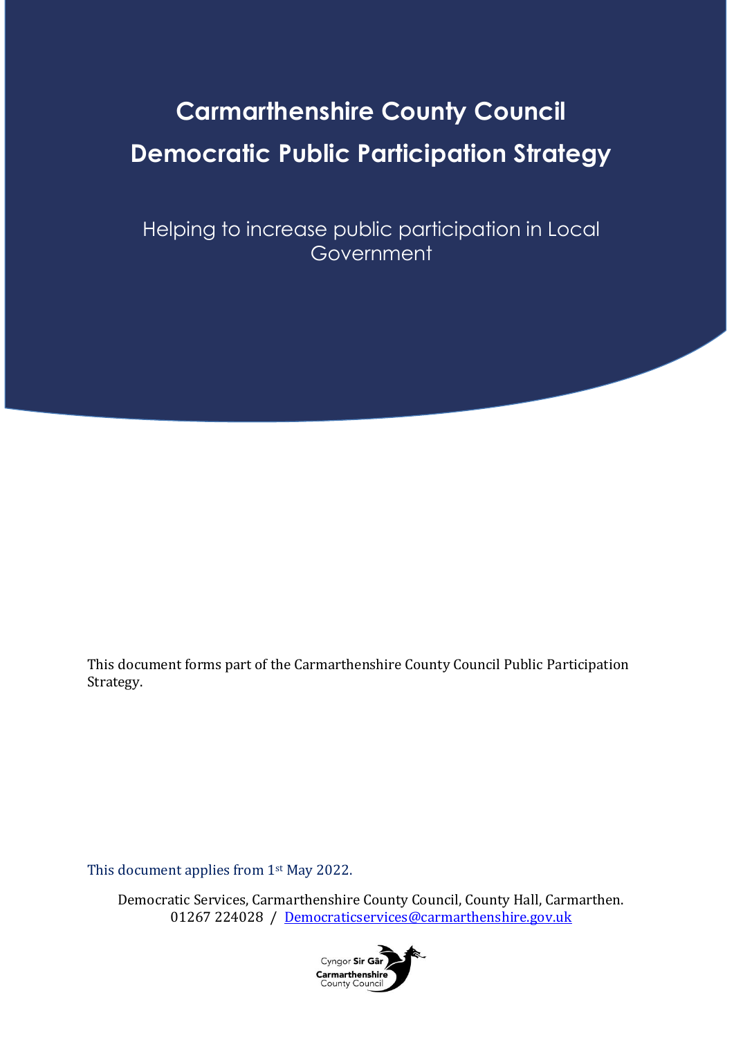# Carmarthenshire County Council Democratic Public Participation Strategy

Helping to increase public participation in Local Government

This document forms part of the Carmarthenshire County Council Public Participation Strategy.

This document applies from 1st May 2022.

Democratic Services, Carmarthenshire County Council, County Hall, Carmarthen.
01267 224028 / Democraticservices@carmarthenshire.gov.uk

Cyngor Sir Gâr
Carmarthenshire County Council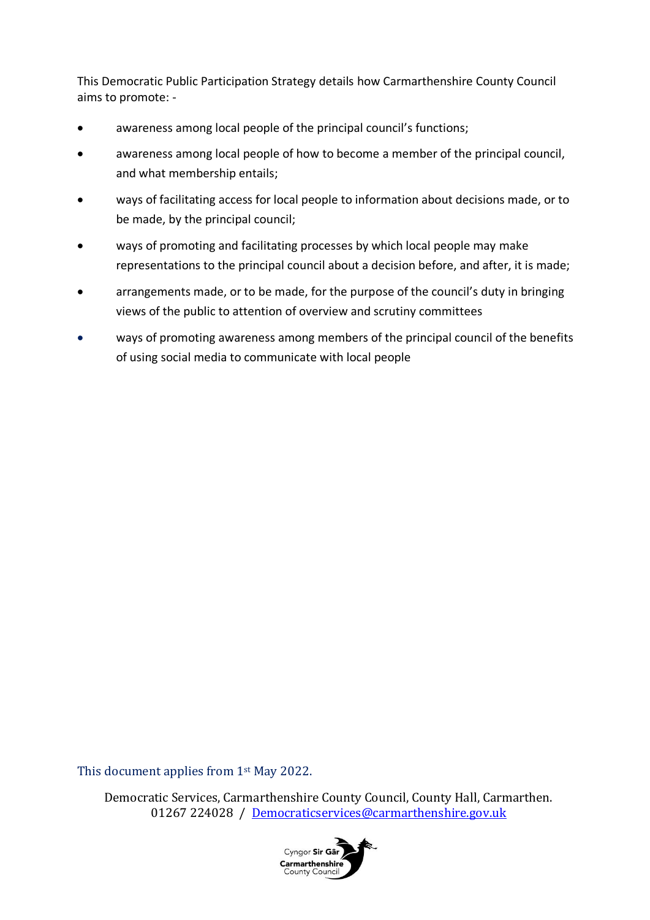This Democratic Public Participation Strategy details how Carmarthenshire County Council aims to promote: -

- awareness among local people of the principal council's functions;
- awareness among local people of how to become a member of the principal council, and what membership entails;
- ways of facilitating access for local people to information about decisions made, or to be made, by the principal council;
- ways of promoting and facilitating processes by which local people may make representations to the principal council about a decision before, and after, it is made;
- arrangements made, or to be made, for the purpose of the council's duty in bringing views of the public to attention of overview and scrutiny committees
- ways of promoting awareness among members of the principal council of the benefits of using social media to communicate with local people

This document applies from 1st May 2022.

Democratic Services, Carmarthenshire County Council, County Hall, Carmarthen.
01267 224028 / Democraticservices@carmarthenshire.gov.uk

Cyngor Sir Gâr
Carmarthenshire
County Council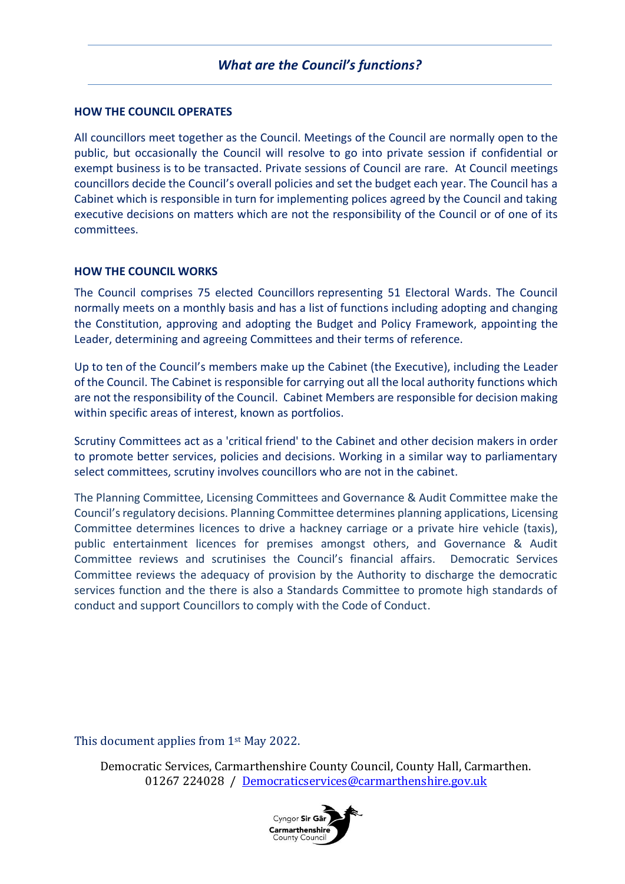## *What are the Council's functions?*

**HOW THE COUNCIL OPERATES**

All councillors meet together as the Council. Meetings of the Council are normally open to the public, but occasionally the Council will resolve to go into private session if confidential or exempt business is to be transacted. Private sessions of Council are rare. At Council meetings councillors decide the Council's overall policies and set the budget each year. The Council has a Cabinet which is responsible in turn for implementing polices agreed by the Council and taking executive decisions on matters which are not the responsibility of the Council or of one of its committees.

**HOW THE COUNCIL WORKS**

The Council comprises 75 elected Councillors representing 51 Electoral Wards. The Council normally meets on a monthly basis and has a list of functions including adopting and changing the Constitution, approving and adopting the Budget and Policy Framework, appointing the Leader, determining and agreeing Committees and their terms of reference.

Up to ten of the Council's members make up the Cabinet (the Executive), including the Leader of the Council. The Cabinet is responsible for carrying out all the local authority functions which are not the responsibility of the Council. Cabinet Members are responsible for decision making within specific areas of interest, known as portfolios.

Scrutiny Committees act as a 'critical friend' to the Cabinet and other decision makers in order to promote better services, policies and decisions. Working in a similar way to parliamentary select committees, scrutiny involves councillors who are not in the cabinet.

The Planning Committee, Licensing Committees and Governance & Audit Committee make the Council's regulatory decisions. Planning Committee determines planning applications, Licensing Committee determines licences to drive a hackney carriage or a private hire vehicle (taxis), public entertainment licences for premises amongst others, and Governance & Audit Committee reviews and scrutinises the Council's financial affairs. Democratic Services Committee reviews the adequacy of provision by the Authority to discharge the democratic services function and the there is also a Standards Committee to promote high standards of conduct and support Councillors to comply with the Code of Conduct.

This document applies from 1st May 2022.

Democratic Services, Carmarthenshire County Council, County Hall, Carmarthen.
01267 224028 / Democraticservices@carmarthenshire.gov.uk

Cyngor **Sir Gâr**
**Carmarthenshire**
County Council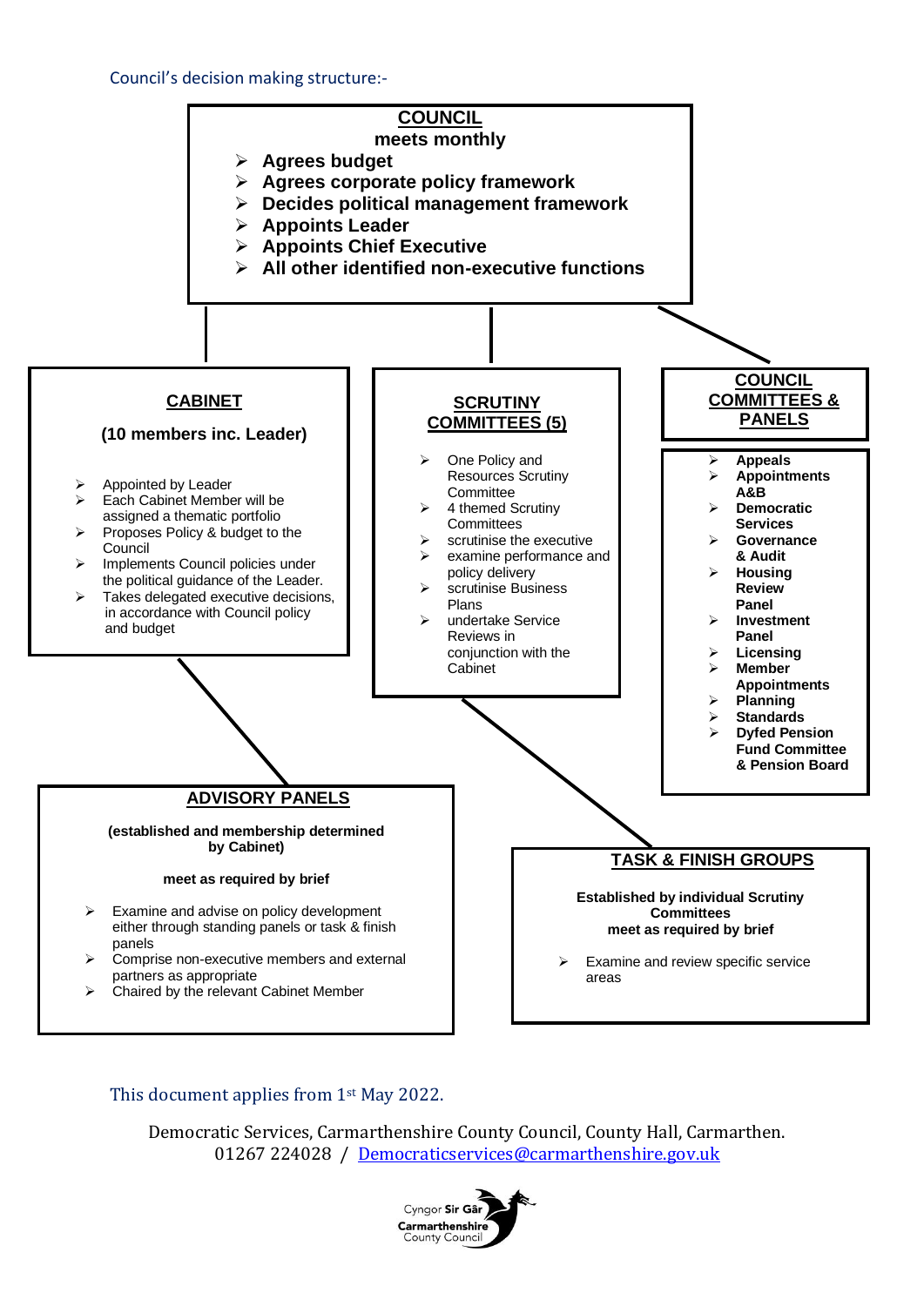Council's decision making structure:-

## COUNCIL

**meets monthly**

- **Agrees budget**
- **Agrees corporate policy framework**
- **Decides political management framework**
- **Appoints Leader**
- **Appoints Chief Executive**
- **All other identified non-executive functions**

## CABINET

**(10 members inc. Leader)**

- Appointed by Leader
- Each Cabinet Member will be assigned a thematic portfolio
- Proposes Policy & budget to the Council
- Implements Council policies under the political guidance of the Leader.
- Takes delegated executive decisions, in accordance with Council policy and budget

## SCRUTINY COMMITTEES (5)

- One Policy and Resources Scrutiny Committee
- 4 themed Scrutiny Committees
- scrutinise the executive
- examine performance and policy delivery
- scrutinise Business Plans
- undertake Service Reviews in conjunction with the Cabinet

## COUNCIL COMMITTEES & PANELS

- **Appeals**
- **Appointments A&B**
- **Democratic Services**
- **Governance & Audit**
- **Housing Review Panel**
- **Investment Panel**
- **Licensing**
- **Member Appointments**
- **Planning**
- **Standards**
- **Dyfed Pension Fund Committee & Pension Board**

## ADVISORY PANELS

**(established and membership determined by Cabinet)**

**meet as required by brief**

- Examine and advise on policy development either through standing panels or task & finish panels
- Comprise non-executive members and external partners as appropriate
- Chaired by the relevant Cabinet Member

## TASK & FINISH GROUPS

**Established by individual Scrutiny Committees meet as required by brief**

- Examine and review specific service areas

This document applies from 1st May 2022.

Democratic Services, Carmarthenshire County Council, County Hall, Carmarthen.
01267 224028 / Democraticservices@carmarthenshire.gov.uk

Cyngor Sir Gâr
Carmarthenshire County Council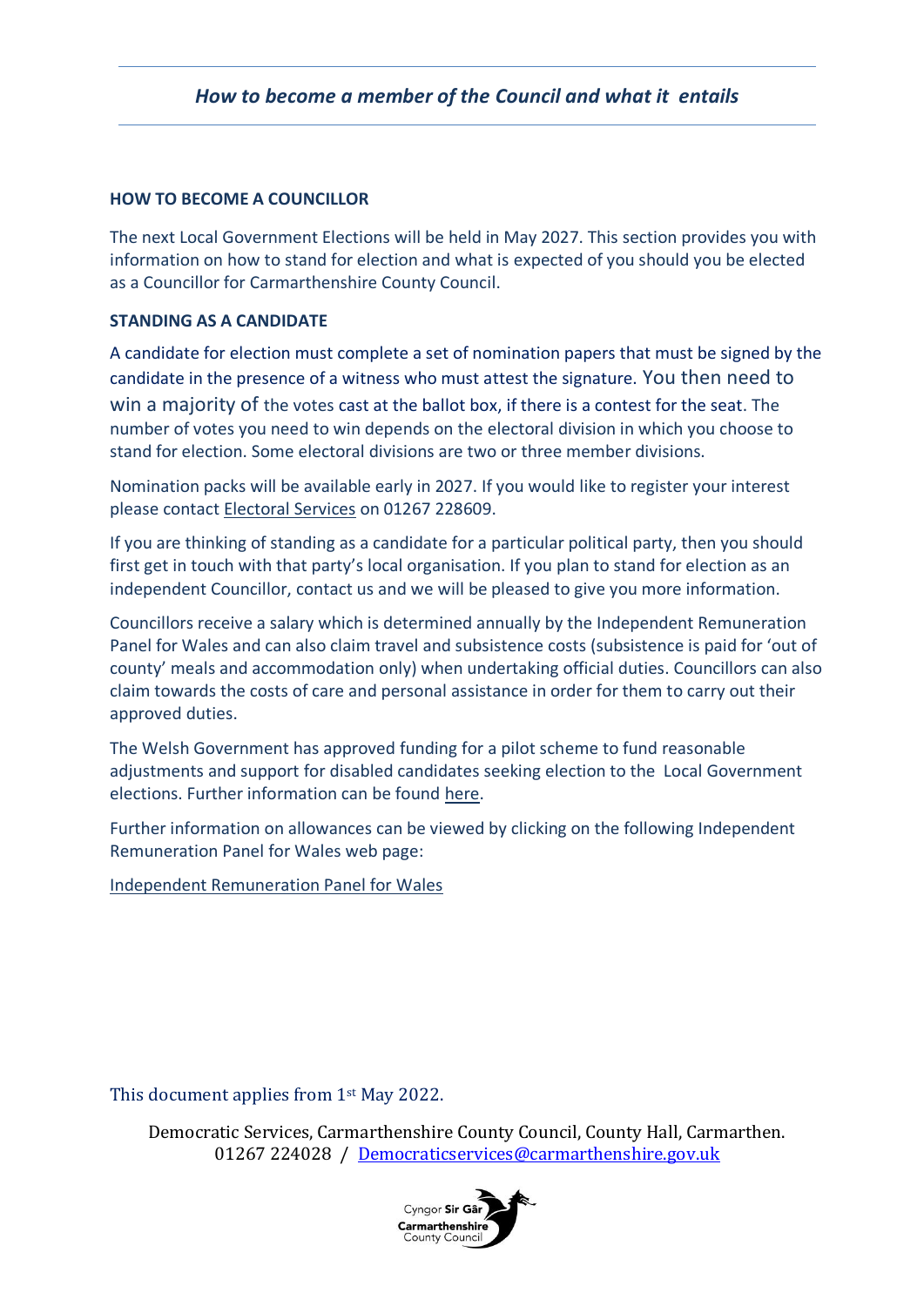*How to become a member of the Council and what it entails*

**HOW TO BECOME A COUNCILLOR**

The next Local Government Elections will be held in May 2027. This section provides you with information on how to stand for election and what is expected of you should you be elected as a Councillor for Carmarthenshire County Council.

**STANDING AS A CANDIDATE**

A candidate for election must complete a set of nomination papers that must be signed by the candidate in the presence of a witness who must attest the signature. You then need to win a majority of the votes cast at the ballot box, if there is a contest for the seat. The number of votes you need to win depends on the electoral division in which you choose to stand for election. Some electoral divisions are two or three member divisions.

Nomination packs will be available early in 2027. If you would like to register your interest please contact Electoral Services on 01267 228609.

If you are thinking of standing as a candidate for a particular political party, then you should first get in touch with that party's local organisation. If you plan to stand for election as an independent Councillor, contact us and we will be pleased to give you more information.

Councillors receive a salary which is determined annually by the Independent Remuneration Panel for Wales and can also claim travel and subsistence costs (subsistence is paid for 'out of county' meals and accommodation only) when undertaking official duties. Councillors can also claim towards the costs of care and personal assistance in order for them to carry out their approved duties.

The Welsh Government has approved funding for a pilot scheme to fund reasonable adjustments and support for disabled candidates seeking election to the Local Government elections. Further information can be found here.

Further information on allowances can be viewed by clicking on the following Independent Remuneration Panel for Wales web page:

Independent Remuneration Panel for Wales

This document applies from 1st May 2022.

Democratic Services, Carmarthenshire County Council, County Hall, Carmarthen.
01267 224028 / Democraticservices@carmarthenshire.gov.uk

Cyngor Sir Gâr
Carmarthenshire County Council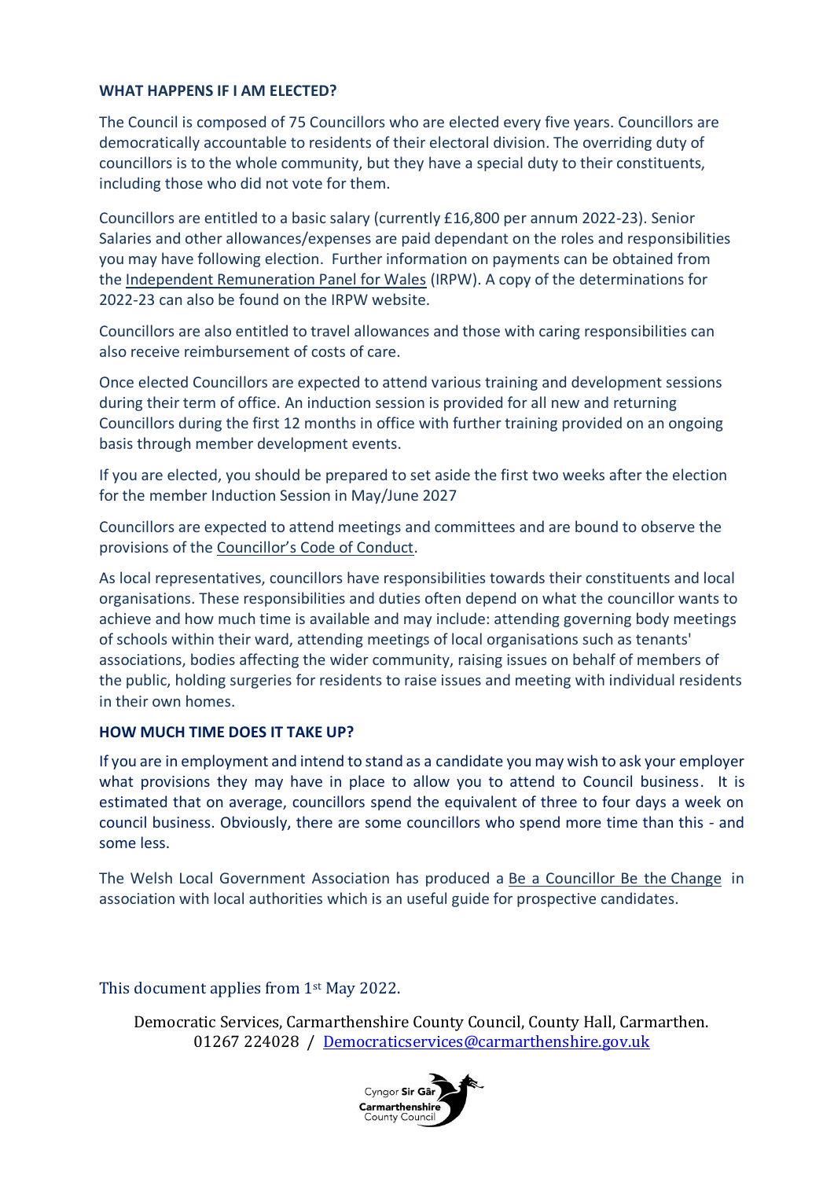**WHAT HAPPENS IF I AM ELECTED?**

The Council is composed of 75 Councillors who are elected every five years. Councillors are democratically accountable to residents of their electoral division. The overriding duty of councillors is to the whole community, but they have a special duty to their constituents, including those who did not vote for them.

Councillors are entitled to a basic salary (currently £16,800 per annum 2022-23). Senior Salaries and other allowances/expenses are paid dependant on the roles and responsibilities you may have following election. Further information on payments can be obtained from the Independent Remuneration Panel for Wales (IRPW). A copy of the determinations for 2022-23 can also be found on the IRPW website.

Councillors are also entitled to travel allowances and those with caring responsibilities can also receive reimbursement of costs of care.

Once elected Councillors are expected to attend various training and development sessions during their term of office. An induction session is provided for all new and returning Councillors during the first 12 months in office with further training provided on an ongoing basis through member development events.

If you are elected, you should be prepared to set aside the first two weeks after the election for the member Induction Session in May/June 2027

Councillors are expected to attend meetings and committees and are bound to observe the provisions of the Councillor's Code of Conduct.

As local representatives, councillors have responsibilities towards their constituents and local organisations. These responsibilities and duties often depend on what the councillor wants to achieve and how much time is available and may include: attending governing body meetings of schools within their ward, attending meetings of local organisations such as tenants' associations, bodies affecting the wider community, raising issues on behalf of members of the public, holding surgeries for residents to raise issues and meeting with individual residents in their own homes.

**HOW MUCH TIME DOES IT TAKE UP?**

If you are in employment and intend to stand as a candidate you may wish to ask your employer what provisions they may have in place to allow you to attend to Council business. It is estimated that on average, councillors spend the equivalent of three to four days a week on council business. Obviously, there are some councillors who spend more time than this - and some less.

The Welsh Local Government Association has produced a Be a Councillor Be the Change in association with local authorities which is an useful guide for prospective candidates.

This document applies from 1st May 2022.

Democratic Services, Carmarthenshire County Council, County Hall, Carmarthen.
01267 224028 / Democraticservices@carmarthenshire.gov.uk

Cyngor Sir Gâr
Carmarthenshire
County Council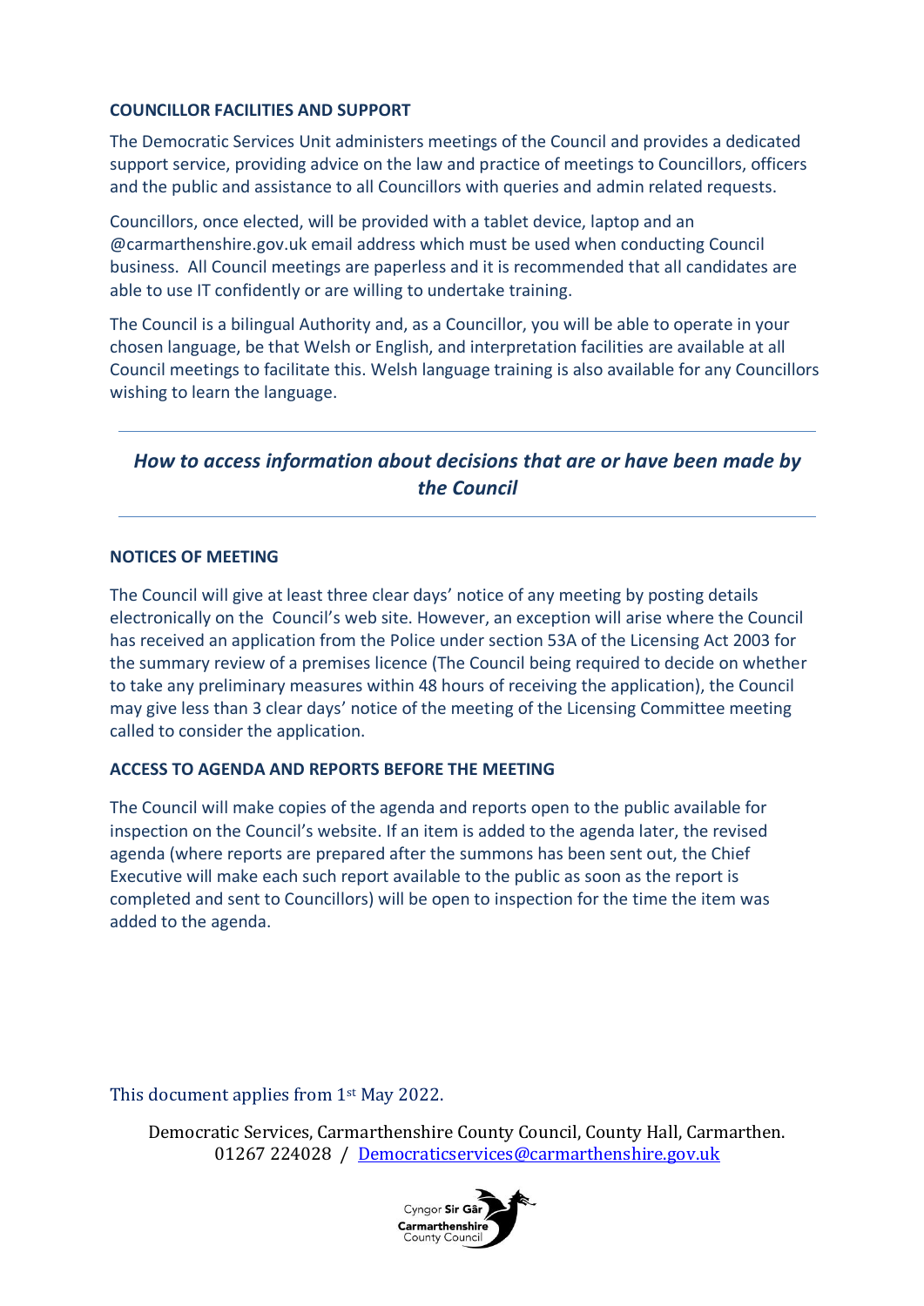**COUNCILLOR FACILITIES AND SUPPORT**

The Democratic Services Unit administers meetings of the Council and provides a dedicated support service, providing advice on the law and practice of meetings to Councillors, officers and the public and assistance to all Councillors with queries and admin related requests.

Councillors, once elected, will be provided with a tablet device, laptop and an @carmarthenshire.gov.uk email address which must be used when conducting Council business. All Council meetings are paperless and it is recommended that all candidates are able to use IT confidently or are willing to undertake training.

The Council is a bilingual Authority and, as a Councillor, you will be able to operate in your chosen language, be that Welsh or English, and interpretation facilities are available at all Council meetings to facilitate this. Welsh language training is also available for any Councillors wishing to learn the language.

---

## *How to access information about decisions that are or have been made by the Council*

---

**NOTICES OF MEETING**

The Council will give at least three clear days' notice of any meeting by posting details electronically on the Council's web site. However, an exception will arise where the Council has received an application from the Police under section 53A of the Licensing Act 2003 for the summary review of a premises licence (The Council being required to decide on whether to take any preliminary measures within 48 hours of receiving the application), the Council may give less than 3 clear days' notice of the meeting of the Licensing Committee meeting called to consider the application.

**ACCESS TO AGENDA AND REPORTS BEFORE THE MEETING**

The Council will make copies of the agenda and reports open to the public available for inspection on the Council's website. If an item is added to the agenda later, the revised agenda (where reports are prepared after the summons has been sent out, the Chief Executive will make each such report available to the public as soon as the report is completed and sent to Councillors) will be open to inspection for the time the item was added to the agenda.

This document applies from 1st May 2022.

Democratic Services, Carmarthenshire County Council, County Hall, Carmarthen.
01267 224028 / Democraticservices@carmarthenshire.gov.uk

Cyngor Sir Gâr
Carmarthenshire
County Council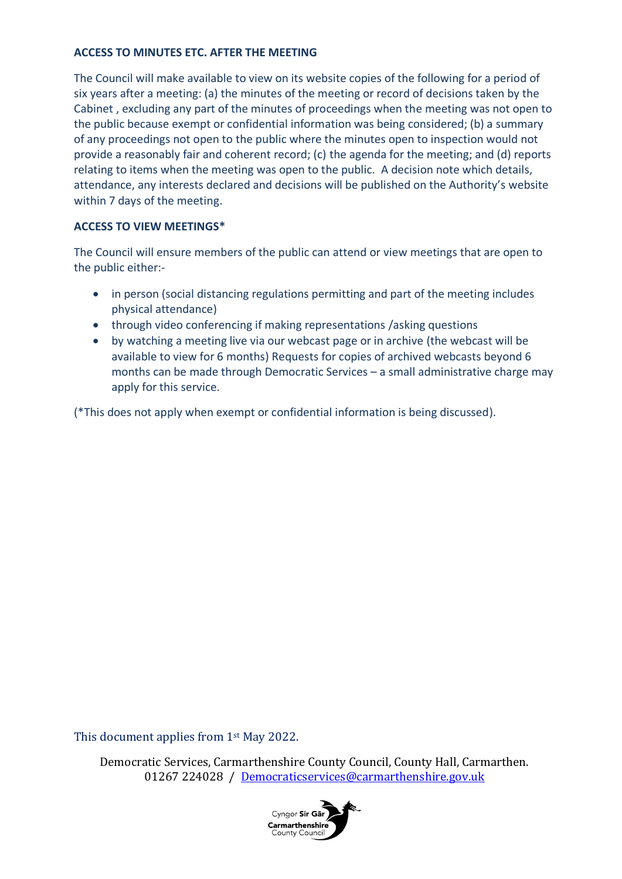**ACCESS TO MINUTES ETC. AFTER THE MEETING**

The Council will make available to view on its website copies of the following for a period of six years after a meeting: (a) the minutes of the meeting or record of decisions taken by the Cabinet , excluding any part of the minutes of proceedings when the meeting was not open to the public because exempt or confidential information was being considered; (b) a summary of any proceedings not open to the public where the minutes open to inspection would not provide a reasonably fair and coherent record; (c) the agenda for the meeting; and (d) reports relating to items when the meeting was open to the public. A decision note which details, attendance, any interests declared and decisions will be published on the Authority's website within 7 days of the meeting.

**ACCESS TO VIEW MEETINGS***

The Council will ensure members of the public can attend or view meetings that are open to the public either:-

- in person (social distancing regulations permitting and part of the meeting includes physical attendance)
- through video conferencing if making representations /asking questions
- by watching a meeting live via our webcast page or in archive (the webcast will be available to view for 6 months) Requests for copies of archived webcasts beyond 6 months can be made through Democratic Services – a small administrative charge may apply for this service.

(*This does not apply when exempt or confidential information is being discussed).

This document applies from 1st May 2022.

Democratic Services, Carmarthenshire County Council, County Hall, Carmarthen.
01267 224028 / Democraticservices@carmarthenshire.gov.uk

Cyngor Sir Gâr
Carmarthenshire County Council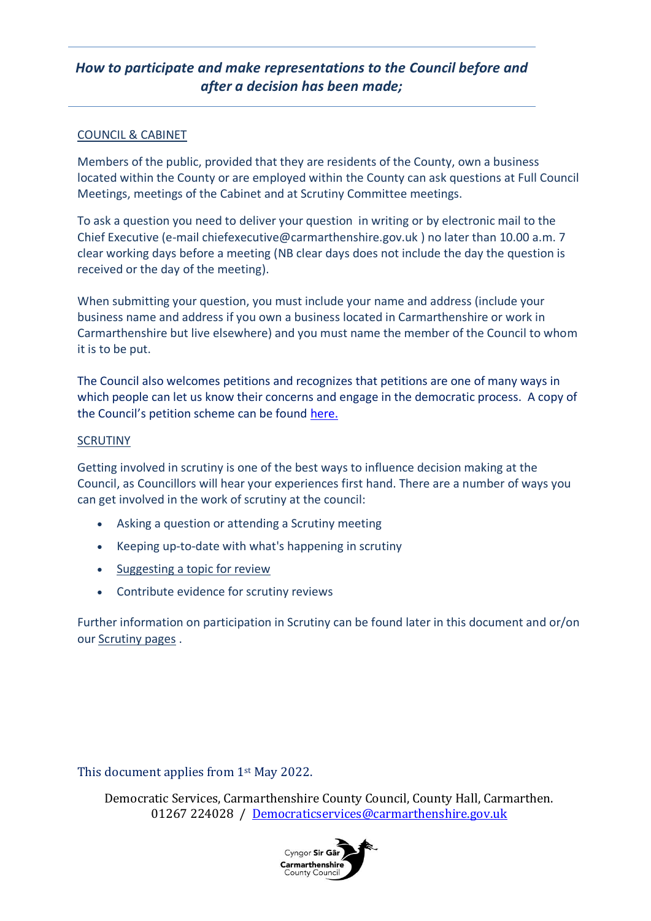## *How to participate and make representations to the Council before and after a decision has been made;*

COUNCIL & CABINET

Members of the public, provided that they are residents of the County, own a business located within the County or are employed within the County can ask questions at Full Council Meetings, meetings of the Cabinet and at Scrutiny Committee meetings.

To ask a question you need to deliver your question in writing or by electronic mail to the Chief Executive (e-mail chiefexecutive@carmarthenshire.gov.uk ) no later than 10.00 a.m. 7 clear working days before a meeting (NB clear days does not include the day the question is received or the day of the meeting).

When submitting your question, you must include your name and address (include your business name and address if you own a business located in Carmarthenshire or work in Carmarthenshire but live elsewhere) and you must name the member of the Council to whom it is to be put.

The Council also welcomes petitions and recognizes that petitions are one of many ways in which people can let us know their concerns and engage in the democratic process. A copy of the Council's petition scheme can be found here.

SCRUTINY

Getting involved in scrutiny is one of the best ways to influence decision making at the Council, as Councillors will hear your experiences first hand. There are a number of ways you can get involved in the work of scrutiny at the council:

- Asking a question or attending a Scrutiny meeting
- Keeping up-to-date with what's happening in scrutiny
- Suggesting a topic for review
- Contribute evidence for scrutiny reviews

Further information on participation in Scrutiny can be found later in this document and or/on our Scrutiny pages .

This document applies from 1st May 2022.

Democratic Services, Carmarthenshire County Council, County Hall, Carmarthen.
01267 224028 / Democraticservices@carmarthenshire.gov.uk

Cyngor Sir Gâr
Carmarthenshire County Council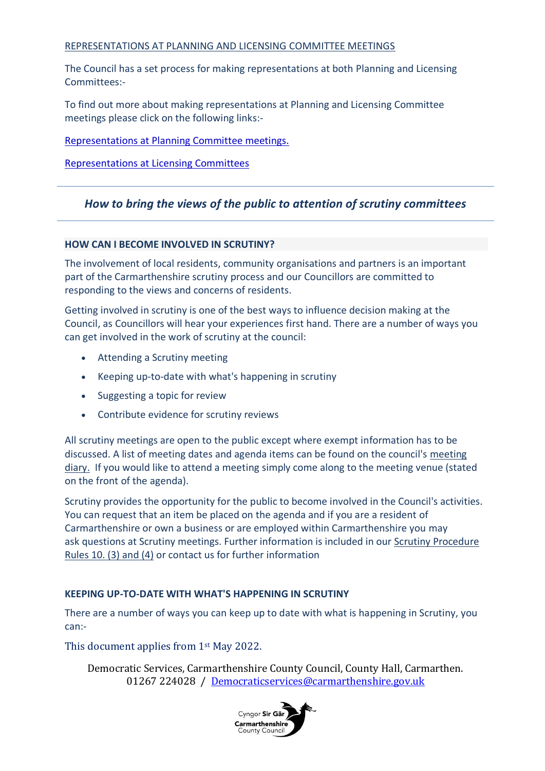REPRESENTATIONS AT PLANNING AND LICENSING COMMITTEE MEETINGS

The Council has a set process for making representations at both Planning and Licensing Committees:-

To find out more about making representations at Planning and Licensing Committee meetings please click on the following links:-

Representations at Planning Committee meetings.

Representations at Licensing Committees

---

## *How to bring the views of the public to attention of scrutiny committees*

---

### HOW CAN I BECOME INVOLVED IN SCRUTINY?

The involvement of local residents, community organisations and partners is an important part of the Carmarthenshire scrutiny process and our Councillors are committed to responding to the views and concerns of residents.

Getting involved in scrutiny is one of the best ways to influence decision making at the Council, as Councillors will hear your experiences first hand. There are a number of ways you can get involved in the work of scrutiny at the council:

- Attending a Scrutiny meeting
- Keeping up-to-date with what's happening in scrutiny
- Suggesting a topic for review
- Contribute evidence for scrutiny reviews

All scrutiny meetings are open to the public except where exempt information has to be discussed. A list of meeting dates and agenda items can be found on the council's meeting diary. If you would like to attend a meeting simply come along to the meeting venue (stated on the front of the agenda).

Scrutiny provides the opportunity for the public to become involved in the Council's activities. You can request that an item be placed on the agenda and if you are a resident of Carmarthenshire or own a business or are employed within Carmarthenshire you may ask questions at Scrutiny meetings. Further information is included in our Scrutiny Procedure Rules 10. (3) and (4) or contact us for further information

### KEEPING UP-TO-DATE WITH WHAT'S HAPPENING IN SCRUTINY

There are a number of ways you can keep up to date with what is happening in Scrutiny, you can:-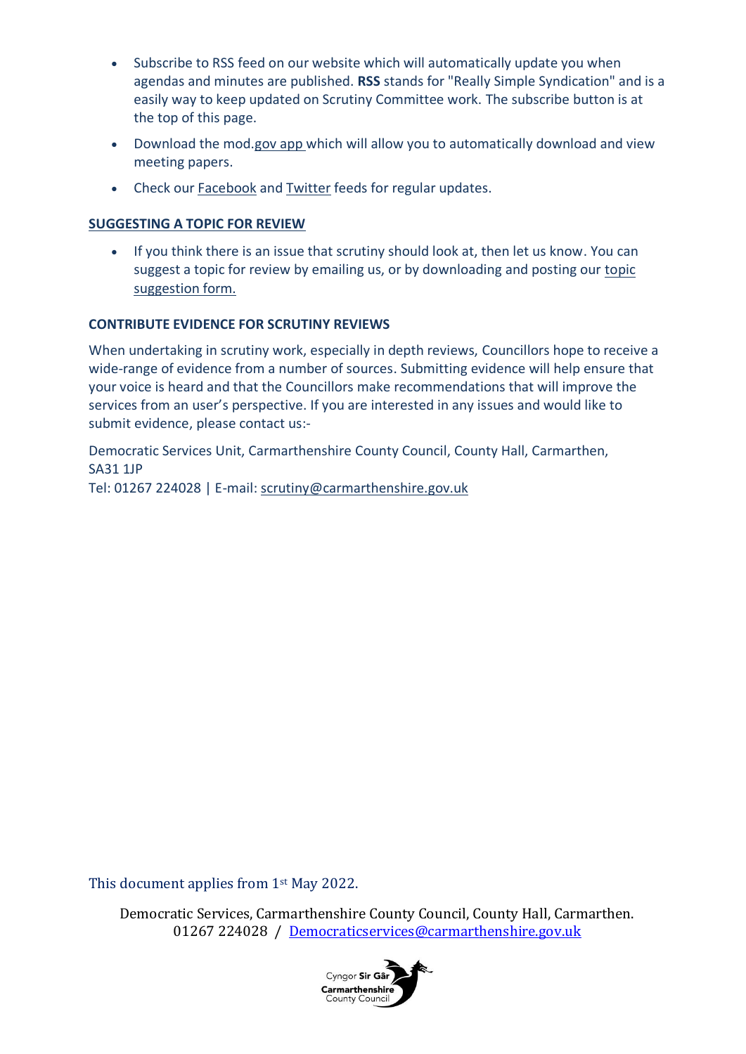- Subscribe to RSS feed on our website which will automatically update you when agendas and minutes are published. **RSS** stands for "Really Simple Syndication" and is a easily way to keep updated on Scrutiny Committee work. The subscribe button is at the top of this page.
- Download the mod.gov app which will allow you to automatically download and view meeting papers.
- Check our Facebook and Twitter feeds for regular updates.

**SUGGESTING A TOPIC FOR REVIEW**

- If you think there is an issue that scrutiny should look at, then let us know. You can suggest a topic for review by emailing us, or by downloading and posting our topic suggestion form.

**CONTRIBUTE EVIDENCE FOR SCRUTINY REVIEWS**

When undertaking in scrutiny work, especially in depth reviews, Councillors hope to receive a wide-range of evidence from a number of sources. Submitting evidence will help ensure that your voice is heard and that the Councillors make recommendations that will improve the services from an user's perspective. If you are interested in any issues and would like to submit evidence, please contact us:-

Democratic Services Unit, Carmarthenshire County Council, County Hall, Carmarthen, SA31 1JP
Tel: 01267 224028 | E-mail: scrutiny@carmarthenshire.gov.uk

This document applies from 1st May 2022.

Democratic Services, Carmarthenshire County Council, County Hall, Carmarthen.
01267 224028 / Democraticservices@carmarthenshire.gov.uk

Cyngor Sir Gâr
Carmarthenshire County Council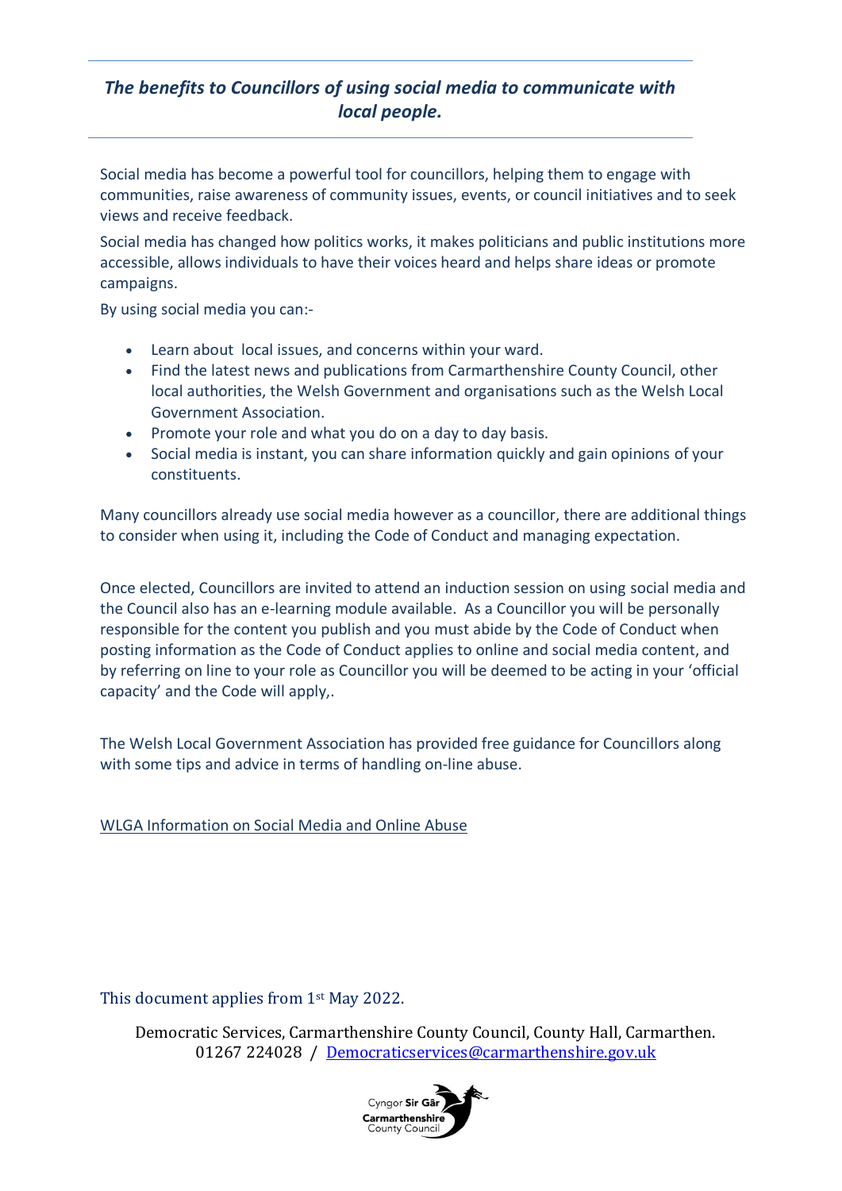## *The benefits to Councillors of using social media to communicate with local people.*

Social media has become a powerful tool for councillors, helping them to engage with communities, raise awareness of community issues, events, or council initiatives and to seek views and receive feedback.

Social media has changed how politics works, it makes politicians and public institutions more accessible, allows individuals to have their voices heard and helps share ideas or promote campaigns.

By using social media you can:-

- Learn about local issues, and concerns within your ward.
- Find the latest news and publications from Carmarthenshire County Council, other local authorities, the Welsh Government and organisations such as the Welsh Local Government Association.
- Promote your role and what you do on a day to day basis.
- Social media is instant, you can share information quickly and gain opinions of your constituents.

Many councillors already use social media however as a councillor, there are additional things to consider when using it, including the Code of Conduct and managing expectation.

Once elected, Councillors are invited to attend an induction session on using social media and the Council also has an e-learning module available. As a Councillor you will be personally responsible for the content you publish and you must abide by the Code of Conduct when posting information as the Code of Conduct applies to online and social media content, and by referring on line to your role as Councillor you will be deemed to be acting in your 'official capacity' and the Code will apply,.

The Welsh Local Government Association has provided free guidance for Councillors along with some tips and advice in terms of handling on-line abuse.

WLGA Information on Social Media and Online Abuse

This document applies from 1st May 2022.

Democratic Services, Carmarthenshire County Council, County Hall, Carmarthen.
01267 224028 / Democraticservices@carmarthenshire.gov.uk

Cyngor Sir Gâr
Carmarthenshire County Council